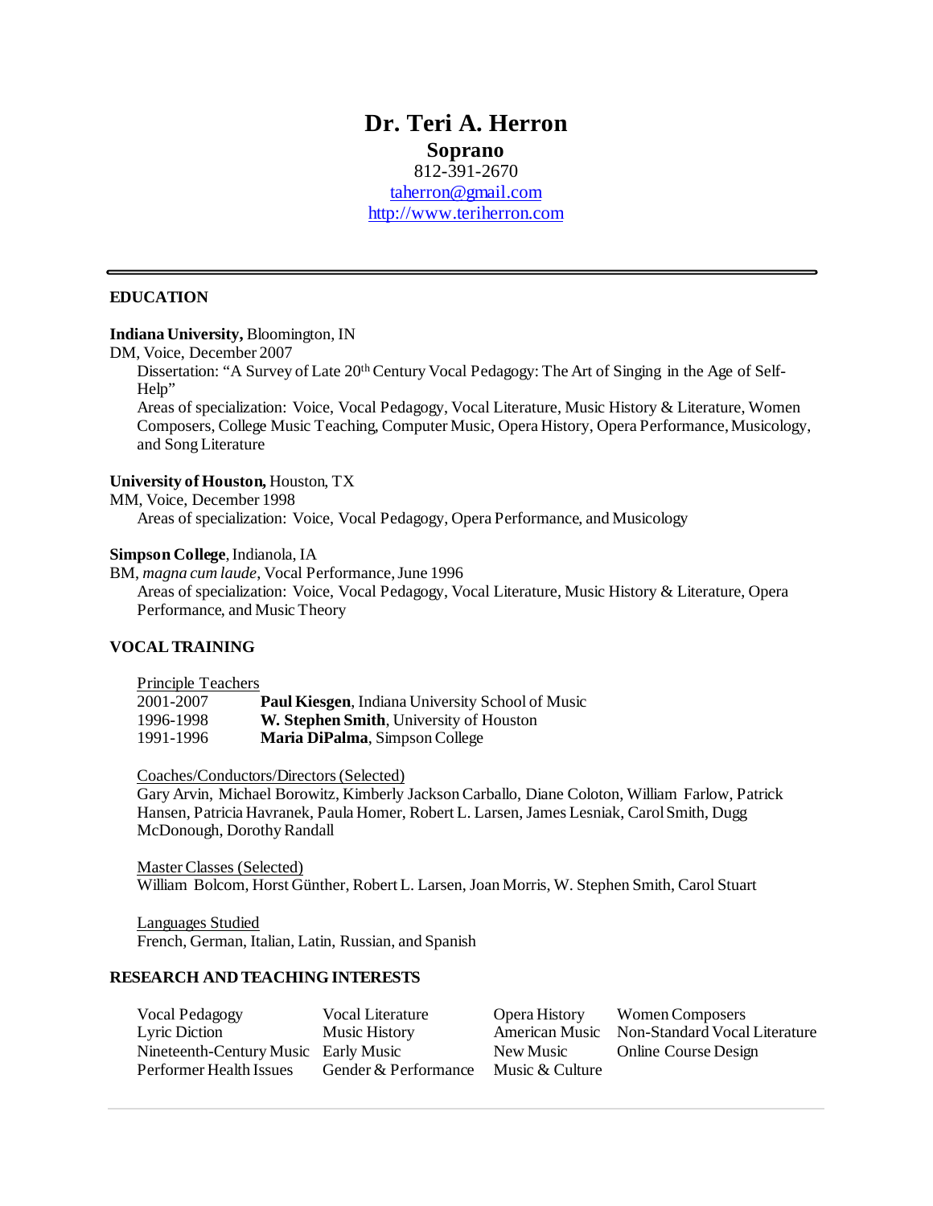# Dr. Teri A. Herron

## Soprano

812-391-2670

taherron@gmail.com

http://www.teriherron.com

---

## EDUCATION

**Indiana University,** Bloomington, IN

DM, Voice, December 2007

Dissertation: "A Survey of Late 20th Century Vocal Pedagogy: The Art of Singing in the Age of Self-Help"

Areas of specialization: Voice, Vocal Pedagogy, Vocal Literature, Music History & Literature, Women Composers, College Music Teaching, Computer Music, Opera History, Opera Performance, Musicology, and Song Literature

**University of Houston,** Houston, TX

MM, Voice, December 1998

Areas of specialization: Voice, Vocal Pedagogy, Opera Performance, and Musicology

**Simpson College**, Indianola, IA

BM, *magna cum laude*, Vocal Performance, June 1996

Areas of specialization: Voice, Vocal Pedagogy, Vocal Literature, Music History & Literature, Opera Performance, and Music Theory

## VOCAL TRAINING

Principle Teachers

| | |
|---|---|
| 2001-2007 | **Paul Kiesgen**, Indiana University School of Music |
| 1996-1998 | **W. Stephen Smith**, University of Houston |
| 1991-1996 | **Maria DiPalma**, Simpson College |

Coaches/Conductors/Directors (Selected)

Gary Arvin, Michael Borowitz, Kimberly Jackson Carballo, Diane Coloton, William Farlow, Patrick Hansen, Patricia Havranek, Paula Homer, Robert L. Larsen, James Lesniak, Carol Smith, Dugg McDonough, Dorothy Randall

Master Classes (Selected)

William Bolcom, Horst Günther, Robert L. Larsen, Joan Morris, W. Stephen Smith, Carol Stuart

Languages Studied

French, German, Italian, Latin, Russian, and Spanish

## RESEARCH AND TEACHING INTERESTS

| | | | |
|---|---|---|---|
| Vocal Pedagogy | Vocal Literature | Opera History | Women Composers |
| Lyric Diction | Music History | American Music | Non-Standard Vocal Literature |
| Nineteenth-Century Music | Early Music | New Music | Online Course Design |
| Performer Health Issues | Gender & Performance | Music & Culture | |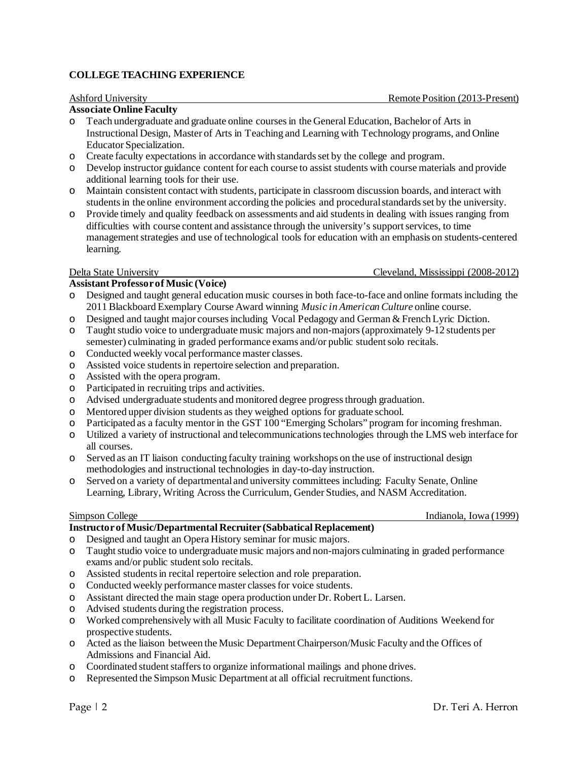## COLLEGE TEACHING EXPERIENCE

Ashford University — Remote Position (2013-Present)

**Associate Online Faculty**

- Teach undergraduate and graduate online courses in the General Education, Bachelor of Arts in Instructional Design, Master of Arts in Teaching and Learning with Technology programs, and Online Educator Specialization.
- Create faculty expectations in accordance with standards set by the college and program.
- Develop instructor guidance content for each course to assist students with course materials and provide additional learning tools for their use.
- Maintain consistent contact with students, participate in classroom discussion boards, and interact with students in the online environment according the policies and procedural standards set by the university.
- Provide timely and quality feedback on assessments and aid students in dealing with issues ranging from difficulties with course content and assistance through the university's support services, to time management strategies and use of technological tools for education with an emphasis on students-centered learning.

Delta State University — Cleveland, Mississippi (2008-2012)

**Assistant Professor of Music (Voice)**

- Designed and taught general education music courses in both face-to-face and online formats including the 2011 Blackboard Exemplary Course Award winning *Music in American Culture* online course.
- Designed and taught major courses including Vocal Pedagogy and German & French Lyric Diction.
- Taught studio voice to undergraduate music majors and non-majors (approximately 9-12 students per semester) culminating in graded performance exams and/or public student solo recitals.
- Conducted weekly vocal performance master classes.
- Assisted voice students in repertoire selection and preparation.
- Assisted with the opera program.
- Participated in recruiting trips and activities.
- Advised undergraduate students and monitored degree progress through graduation.
- Mentored upper division students as they weighed options for graduate school.
- Participated as a faculty mentor in the GST 100 "Emerging Scholars" program for incoming freshman.
- Utilized a variety of instructional and telecommunications technologies through the LMS web interface for all courses.
- Served as an IT liaison conducting faculty training workshops on the use of instructional design methodologies and instructional technologies in day-to-day instruction.
- Served on a variety of departmental and university committees including: Faculty Senate, Online Learning, Library, Writing Across the Curriculum, Gender Studies, and NASM Accreditation.

Simpson College — Indianola, Iowa (1999)

**Instructor of Music/Departmental Recruiter (Sabbatical Replacement)**

- Designed and taught an Opera History seminar for music majors.
- Taught studio voice to undergraduate music majors and non-majors culminating in graded performance exams and/or public student solo recitals.
- Assisted students in recital repertoire selection and role preparation.
- Conducted weekly performance master classes for voice students.
- Assistant directed the main stage opera production under Dr. Robert L. Larsen.
- Advised students during the registration process.
- Worked comprehensively with all Music Faculty to facilitate coordination of Auditions Weekend for prospective students.
- Acted as the liaison between the Music Department Chairperson/Music Faculty and the Offices of Admissions and Financial Aid.
- Coordinated student staffers to organize informational mailings and phone drives.
- Represented the Simpson Music Department at all official recruitment functions.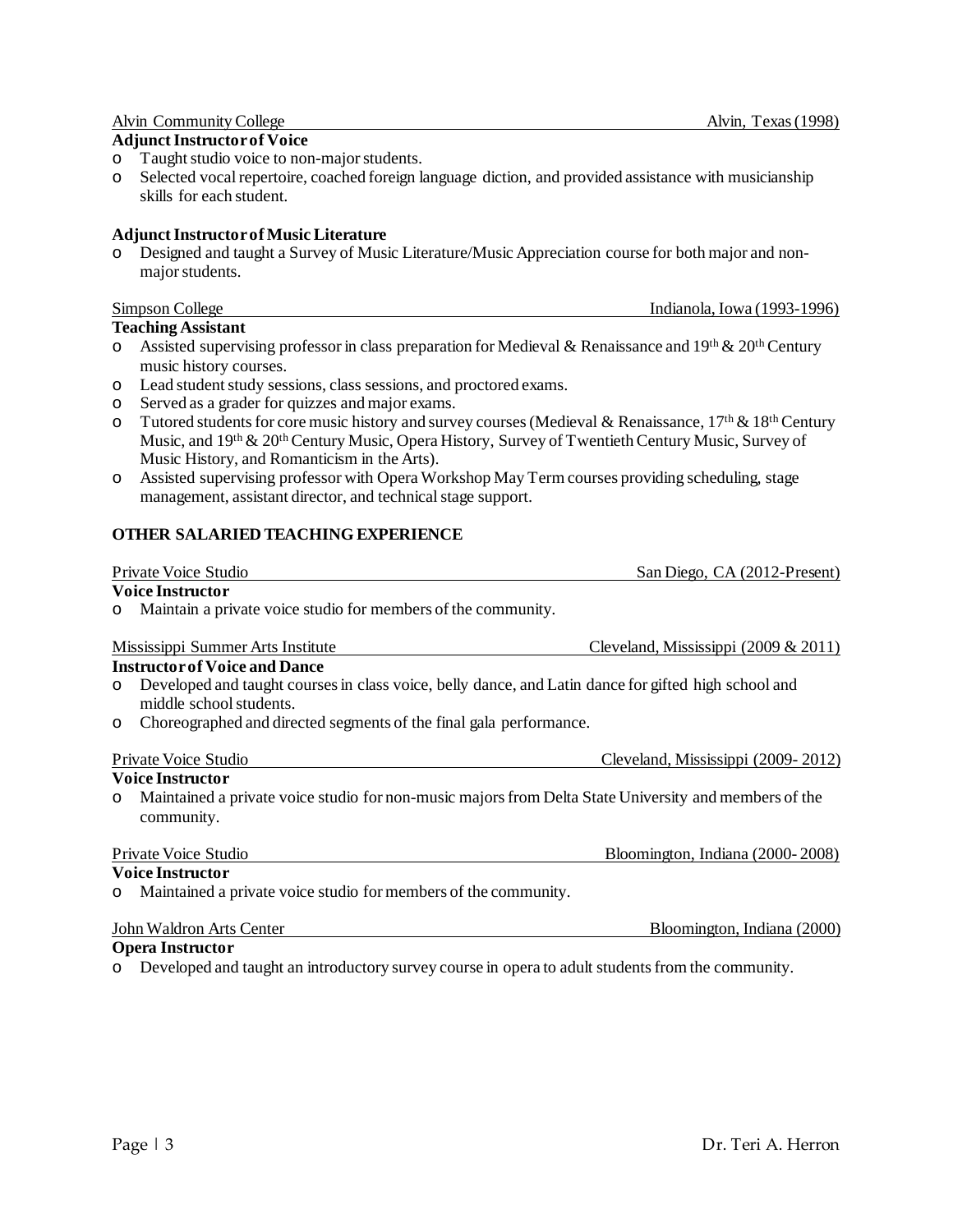Alvin Community College — Alvin, Texas (1998)

**Adjunct Instructor of Voice**

- Taught studio voice to non-major students.
- Selected vocal repertoire, coached foreign language diction, and provided assistance with musicianship skills for each student.

**Adjunct Instructor of Music Literature**

- Designed and taught a Survey of Music Literature/Music Appreciation course for both major and non-major students.

Simpson College — Indianola, Iowa (1993-1996)

**Teaching Assistant**

- Assisted supervising professor in class preparation for Medieval & Renaissance and 19th & 20th Century music history courses.
- Lead student study sessions, class sessions, and proctored exams.
- Served as a grader for quizzes and major exams.
- Tutored students for core music history and survey courses (Medieval & Renaissance, 17th & 18th Century Music, and 19th & 20th Century Music, Opera History, Survey of Twentieth Century Music, Survey of Music History, and Romanticism in the Arts).
- Assisted supervising professor with Opera Workshop May Term courses providing scheduling, stage management, assistant director, and technical stage support.

## OTHER SALARIED TEACHING EXPERIENCE

Private Voice Studio — San Diego, CA (2012-Present)

**Voice Instructor**

- Maintain a private voice studio for members of the community.

Mississippi Summer Arts Institute — Cleveland, Mississippi (2009 & 2011)

**Instructor of Voice and Dance**

- Developed and taught courses in class voice, belly dance, and Latin dance for gifted high school and middle school students.
- Choreographed and directed segments of the final gala performance.

Private Voice Studio — Cleveland, Mississippi (2009- 2012)

**Voice Instructor**

- Maintained a private voice studio for non-music majors from Delta State University and members of the community.

Private Voice Studio — Bloomington, Indiana (2000- 2008)

**Voice Instructor**

- Maintained a private voice studio for members of the community.

John Waldron Arts Center — Bloomington, Indiana (2000)

**Opera Instructor**

- Developed and taught an introductory survey course in opera to adult students from the community.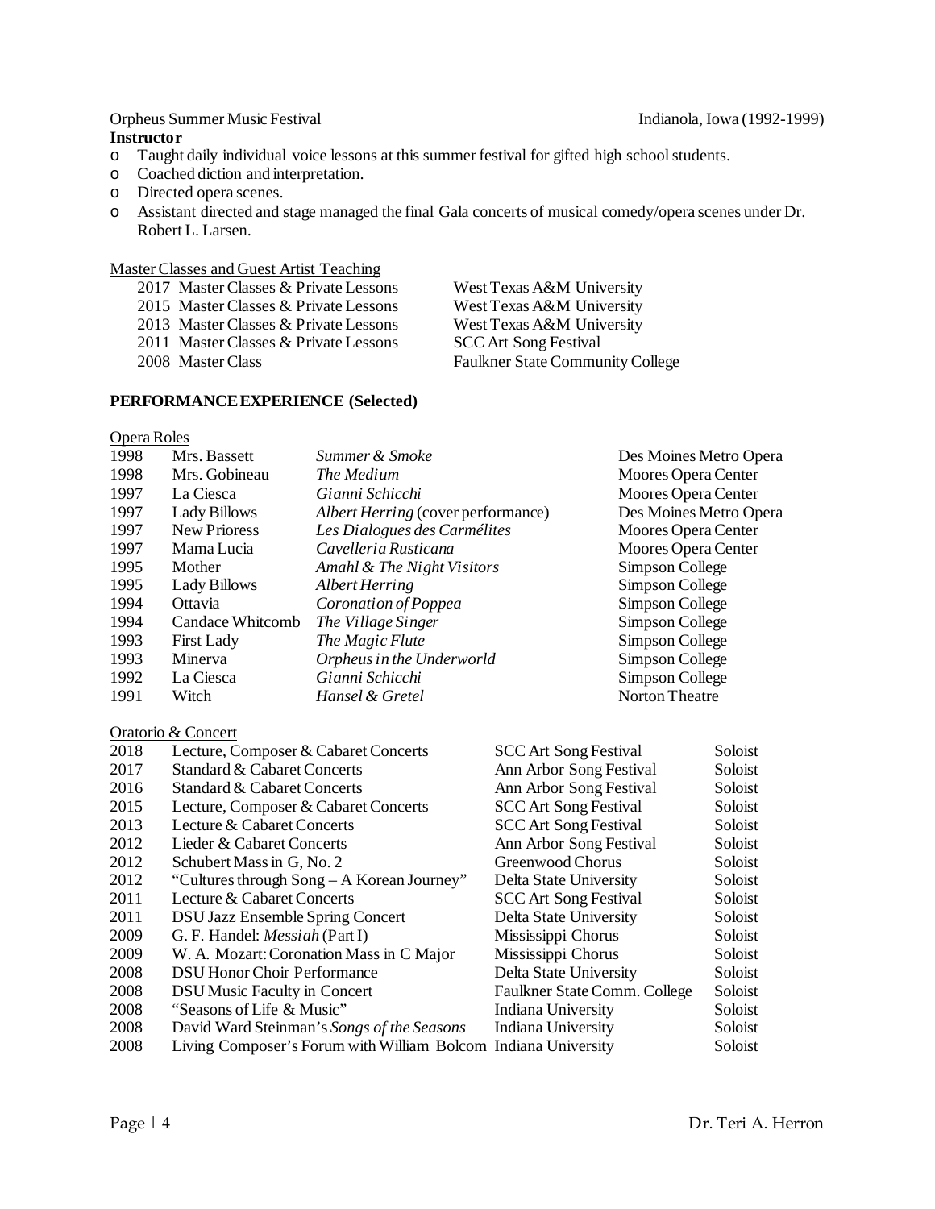Orpheus Summer Music Festival — Indianola, Iowa (1992-1999)

**Instructor**

- Taught daily individual voice lessons at this summer festival for gifted high school students.
- Coached diction and interpretation.
- Directed opera scenes.
- Assistant directed and stage managed the final Gala concerts of musical comedy/opera scenes under Dr. Robert L. Larsen.

Master Classes and Guest Artist Teaching

| | | |
|---|---|---|
| 2017 | Master Classes & Private Lessons | West Texas A&M University |
| 2015 | Master Classes & Private Lessons | West Texas A&M University |
| 2013 | Master Classes & Private Lessons | West Texas A&M University |
| 2011 | Master Classes & Private Lessons | SCC Art Song Festival |
| 2008 | Master Class | Faulkner State Community College |

## PERFORMANCE EXPERIENCE (Selected)

Opera Roles

| | | | |
|---|---|---|---|
| 1998 | Mrs. Bassett | *Summer & Smoke* | Des Moines Metro Opera |
| 1998 | Mrs. Gobineau | *The Medium* | Moores Opera Center |
| 1997 | La Ciesca | *Gianni Schicchi* | Moores Opera Center |
| 1997 | Lady Billows | *Albert Herring* (cover performance) | Des Moines Metro Opera |
| 1997 | New Prioress | *Les Dialogues des Carmélites* | Moores Opera Center |
| 1997 | Mama Lucia | *Cavelleria Rusticana* | Moores Opera Center |
| 1995 | Mother | *Amahl & The Night Visitors* | Simpson College |
| 1995 | Lady Billows | *Albert Herring* | Simpson College |
| 1994 | Ottavia | *Coronation of Poppea* | Simpson College |
| 1994 | Candace Whitcomb | *The Village Singer* | Simpson College |
| 1993 | First Lady | *The Magic Flute* | Simpson College |
| 1993 | Minerva | *Orpheus in the Underworld* | Simpson College |
| 1992 | La Ciesca | *Gianni Schicchi* | Simpson College |
| 1991 | Witch | *Hansel & Gretel* | Norton Theatre |

Oratorio & Concert

| | | | |
|---|---|---|---|
| 2018 | Lecture, Composer & Cabaret Concerts | SCC Art Song Festival | Soloist |
| 2017 | Standard & Cabaret Concerts | Ann Arbor Song Festival | Soloist |
| 2016 | Standard & Cabaret Concerts | Ann Arbor Song Festival | Soloist |
| 2015 | Lecture, Composer & Cabaret Concerts | SCC Art Song Festival | Soloist |
| 2013 | Lecture & Cabaret Concerts | SCC Art Song Festival | Soloist |
| 2012 | Lieder & Cabaret Concerts | Ann Arbor Song Festival | Soloist |
| 2012 | Schubert Mass in G, No. 2 | Greenwood Chorus | Soloist |
| 2012 | "Cultures through Song – A Korean Journey" | Delta State University | Soloist |
| 2011 | Lecture & Cabaret Concerts | SCC Art Song Festival | Soloist |
| 2011 | DSU Jazz Ensemble Spring Concert | Delta State University | Soloist |
| 2009 | G. F. Handel: *Messiah* (Part I) | Mississippi Chorus | Soloist |
| 2009 | W. A. Mozart: Coronation Mass in C Major | Mississippi Chorus | Soloist |
| 2008 | DSU Honor Choir Performance | Delta State University | Soloist |
| 2008 | DSU Music Faculty in Concert | Faulkner State Comm. College | Soloist |
| 2008 | "Seasons of Life & Music" | Indiana University | Soloist |
| 2008 | David Ward Steinman's *Songs of the Seasons* | Indiana University | Soloist |
| 2008 | Living Composer's Forum with William Bolcom | Indiana University | Soloist |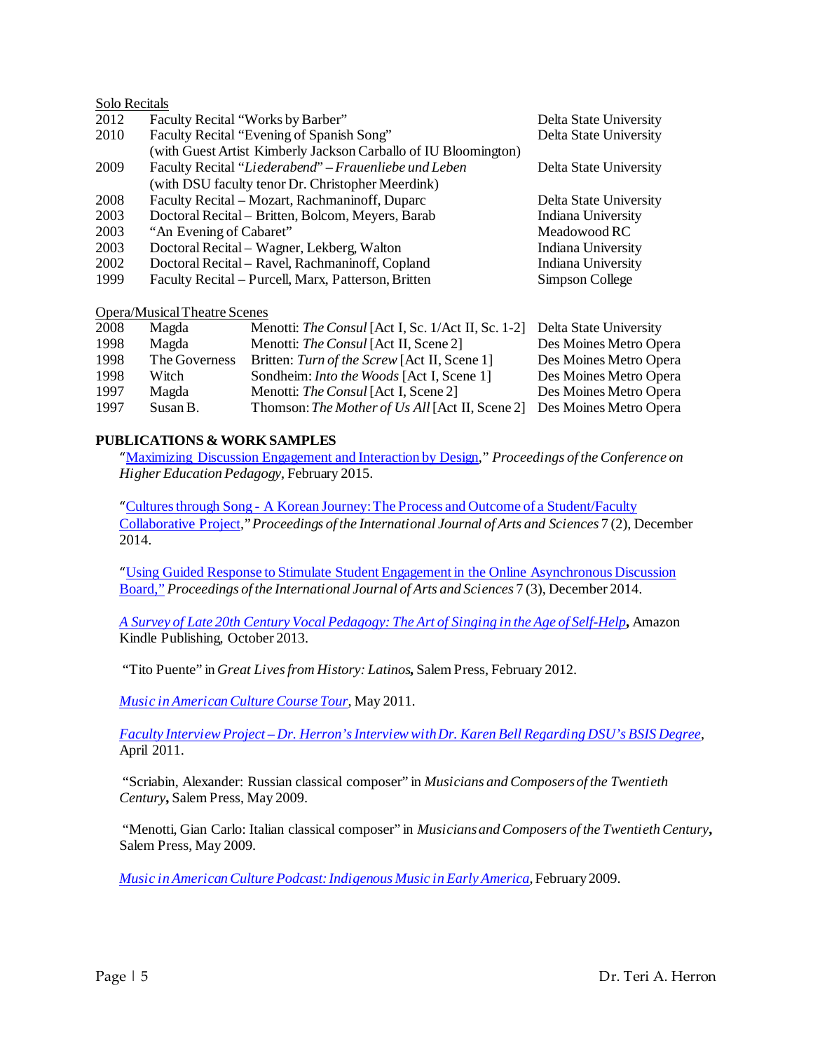Solo Recitals

| | | |
|---|---|---|
| 2012 | Faculty Recital "Works by Barber" | Delta State University |
| 2010 | Faculty Recital "Evening of Spanish Song" (with Guest Artist Kimberly Jackson Carballo of IU Bloomington) | Delta State University |
| 2009 | Faculty Recital "*Liederabend*" – *Frauenliebe und Leben* (with DSU faculty tenor Dr. Christopher Meerdink) | Delta State University |
| 2008 | Faculty Recital – Mozart, Rachmaninoff, Duparc | Delta State University |
| 2003 | Doctoral Recital – Britten, Bolcom, Meyers, Barab | Indiana University |
| 2003 | "An Evening of Cabaret" | Meadowood RC |
| 2003 | Doctoral Recital – Wagner, Lekberg, Walton | Indiana University |
| 2002 | Doctoral Recital – Ravel, Rachmaninoff, Copland | Indiana University |
| 1999 | Faculty Recital – Purcell, Marx, Patterson, Britten | Simpson College |

Opera/Musical Theatre Scenes

| | | | |
|---|---|---|---|
| 2008 | Magda | Menotti: *The Consul* [Act I, Sc. 1/Act II, Sc. 1-2] | Delta State University |
| 1998 | Magda | Menotti: *The Consul* [Act II, Scene 2] | Des Moines Metro Opera |
| 1998 | The Governess | Britten: *Turn of the Screw* [Act II, Scene 1] | Des Moines Metro Opera |
| 1998 | Witch | Sondheim: *Into the Woods* [Act I, Scene 1] | Des Moines Metro Opera |
| 1997 | Magda | Menotti: *The Consul* [Act I, Scene 2] | Des Moines Metro Opera |
| 1997 | Susan B. | Thomson: *The Mother of Us All* [Act II, Scene 2] | Des Moines Metro Opera |

**PUBLICATIONS & WORK SAMPLES**

"Maximizing Discussion Engagement and Interaction by Design," *Proceedings of the Conference on Higher Education Pedagogy*, February 2015.

"Cultures through Song - A Korean Journey: The Process and Outcome of a Student/Faculty Collaborative Project," *Proceedings of the International Journal of Arts and Sciences* 7 (2), December 2014.

"Using Guided Response to Stimulate Student Engagement in the Online Asynchronous Discussion Board," *Proceedings of the International Journal of Arts and Sciences* 7 (3), December 2014.

*A Survey of Late 20th Century Vocal Pedagogy: The Art of Singing in the Age of Self-Help***,** Amazon Kindle Publishing, October 2013.

"Tito Puente" in *Great Lives from History: Latinos***,** Salem Press, February 2012.

*Music in American Culture Course Tour*, May 2011.

*Faculty Interview Project – Dr. Herron's Interview with Dr. Karen Bell Regarding DSU's BSIS Degree*, April 2011.

"Scriabin, Alexander: Russian classical composer" in *Musicians and Composers of the Twentieth Century***,** Salem Press, May 2009.

"Menotti, Gian Carlo: Italian classical composer" in *Musicians and Composers of the Twentieth Century***,** Salem Press, May 2009.

*Music in American Culture Podcast: Indigenous Music in Early America*, February 2009.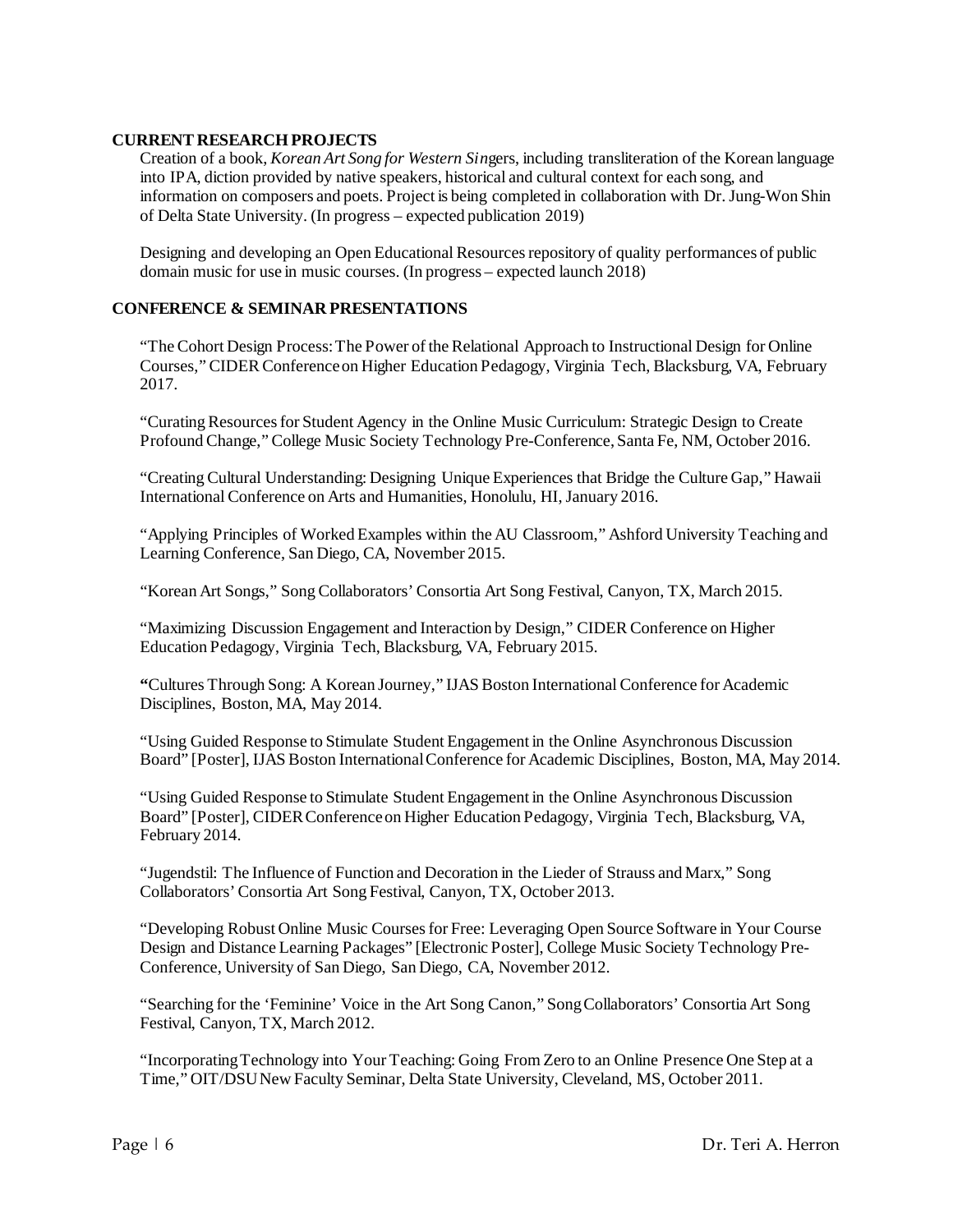**CURRENT RESEARCH PROJECTS**

Creation of a book, *Korean Art Song for Western Sin*gers, including transliteration of the Korean language into IPA, diction provided by native speakers, historical and cultural context for each song, and information on composers and poets. Project is being completed in collaboration with Dr. Jung-Won Shin of Delta State University. (In progress – expected publication 2019)

Designing and developing an Open Educational Resources repository of quality performances of public domain music for use in music courses. (In progress – expected launch 2018)

**CONFERENCE & SEMINAR PRESENTATIONS**

"The Cohort Design Process: The Power of the Relational Approach to Instructional Design for Online Courses," CIDER Conference on Higher Education Pedagogy, Virginia Tech, Blacksburg, VA, February 2017.

"Curating Resources for Student Agency in the Online Music Curriculum: Strategic Design to Create Profound Change," College Music Society Technology Pre-Conference, Santa Fe, NM, October 2016.

"Creating Cultural Understanding: Designing Unique Experiences that Bridge the Culture Gap," Hawaii International Conference on Arts and Humanities, Honolulu, HI, January 2016.

"Applying Principles of Worked Examples within the AU Classroom," Ashford University Teaching and Learning Conference, San Diego, CA, November 2015.

"Korean Art Songs," Song Collaborators' Consortia Art Song Festival, Canyon, TX, March 2015.

"Maximizing Discussion Engagement and Interaction by Design," CIDER Conference on Higher Education Pedagogy, Virginia Tech, Blacksburg, VA, February 2015.

**"**Cultures Through Song: A Korean Journey," IJAS Boston International Conference for Academic Disciplines, Boston, MA, May 2014.

"Using Guided Response to Stimulate Student Engagement in the Online Asynchronous Discussion Board" [Poster], IJAS Boston International Conference for Academic Disciplines, Boston, MA, May 2014.

"Using Guided Response to Stimulate Student Engagement in the Online Asynchronous Discussion Board" [Poster], CIDER Conference on Higher Education Pedagogy, Virginia Tech, Blacksburg, VA, February 2014.

"Jugendstil: The Influence of Function and Decoration in the Lieder of Strauss and Marx," Song Collaborators' Consortia Art Song Festival, Canyon, TX, October 2013.

"Developing Robust Online Music Courses for Free: Leveraging Open Source Software in Your Course Design and Distance Learning Packages" [Electronic Poster], College Music Society Technology Pre-Conference, University of San Diego, San Diego, CA, November 2012.

"Searching for the 'Feminine' Voice in the Art Song Canon," Song Collaborators' Consortia Art Song Festival, Canyon, TX, March 2012.

"Incorporating Technology into Your Teaching: Going From Zero to an Online Presence One Step at a Time," OIT/DSU New Faculty Seminar, Delta State University, Cleveland, MS, October 2011.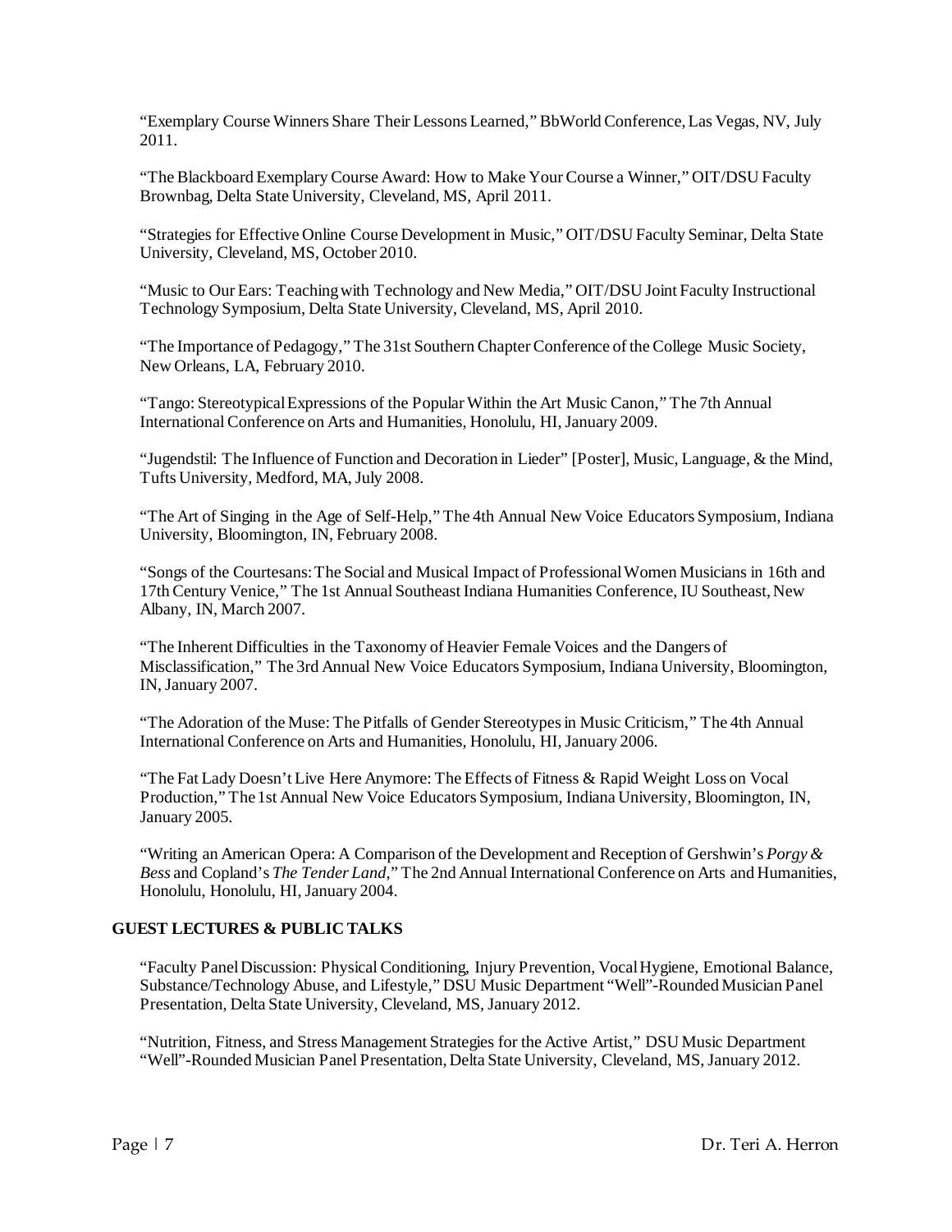"Exemplary Course Winners Share Their Lessons Learned," BbWorld Conference, Las Vegas, NV, July 2011.

"The Blackboard Exemplary Course Award: How to Make Your Course a Winner," OIT/DSU Faculty Brownbag, Delta State University, Cleveland, MS, April 2011.

"Strategies for Effective Online Course Development in Music," OIT/DSU Faculty Seminar, Delta State University, Cleveland, MS, October 2010.

"Music to Our Ears: Teaching with Technology and New Media," OIT/DSU Joint Faculty Instructional Technology Symposium, Delta State University, Cleveland, MS, April 2010.

"The Importance of Pedagogy," The 31st Southern Chapter Conference of the College Music Society, New Orleans, LA, February 2010.

"Tango: Stereotypical Expressions of the Popular Within the Art Music Canon," The 7th Annual International Conference on Arts and Humanities, Honolulu, HI, January 2009.

"Jugendstil: The Influence of Function and Decoration in Lieder" [Poster], Music, Language, & the Mind, Tufts University, Medford, MA, July 2008.

"The Art of Singing in the Age of Self-Help," The 4th Annual New Voice Educators Symposium, Indiana University, Bloomington, IN, February 2008.

"Songs of the Courtesans: The Social and Musical Impact of Professional Women Musicians in 16th and 17th Century Venice," The 1st Annual Southeast Indiana Humanities Conference, IU Southeast, New Albany, IN, March 2007.

"The Inherent Difficulties in the Taxonomy of Heavier Female Voices and the Dangers of Misclassification," The 3rd Annual New Voice Educators Symposium, Indiana University, Bloomington, IN, January 2007.

"The Adoration of the Muse: The Pitfalls of Gender Stereotypes in Music Criticism," The 4th Annual International Conference on Arts and Humanities, Honolulu, HI, January 2006.

"The Fat Lady Doesn't Live Here Anymore: The Effects of Fitness & Rapid Weight Loss on Vocal Production," The 1st Annual New Voice Educators Symposium, Indiana University, Bloomington, IN, January 2005.

"Writing an American Opera: A Comparison of the Development and Reception of Gershwin's *Porgy & Bess* and Copland's *The Tender Land*," The 2nd Annual International Conference on Arts and Humanities, Honolulu, Honolulu, HI, January 2004.

## GUEST LECTURES & PUBLIC TALKS

"Faculty Panel Discussion: Physical Conditioning, Injury Prevention, Vocal Hygiene, Emotional Balance, Substance/Technology Abuse, and Lifestyle," DSU Music Department "Well"-Rounded Musician Panel Presentation, Delta State University, Cleveland, MS, January 2012.

"Nutrition, Fitness, and Stress Management Strategies for the Active Artist," DSU Music Department "Well"-Rounded Musician Panel Presentation, Delta State University, Cleveland, MS, January 2012.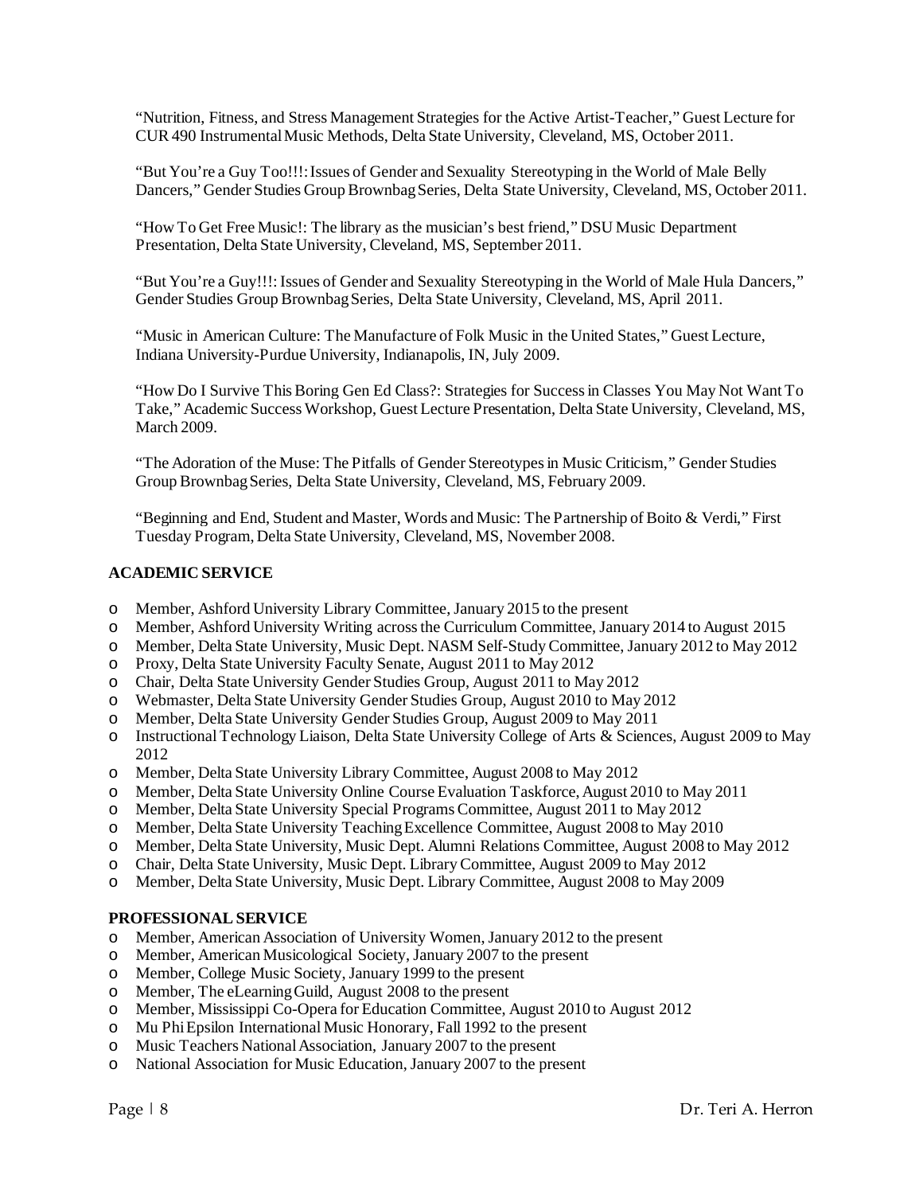"Nutrition, Fitness, and Stress Management Strategies for the Active Artist-Teacher," Guest Lecture for CUR 490 Instrumental Music Methods, Delta State University, Cleveland, MS, October 2011.

"But You're a Guy Too!!!: Issues of Gender and Sexuality Stereotyping in the World of Male Belly Dancers," Gender Studies Group Brownbag Series, Delta State University, Cleveland, MS, October 2011.

"How To Get Free Music!: The library as the musician's best friend," DSU Music Department Presentation, Delta State University, Cleveland, MS, September 2011.

"But You're a Guy!!!: Issues of Gender and Sexuality Stereotyping in the World of Male Hula Dancers," Gender Studies Group Brownbag Series, Delta State University, Cleveland, MS, April 2011.

"Music in American Culture: The Manufacture of Folk Music in the United States," Guest Lecture, Indiana University-Purdue University, Indianapolis, IN, July 2009.

"How Do I Survive This Boring Gen Ed Class?: Strategies for Success in Classes You May Not Want To Take," Academic Success Workshop, Guest Lecture Presentation, Delta State University, Cleveland, MS, March 2009.

"The Adoration of the Muse: The Pitfalls of Gender Stereotypes in Music Criticism," Gender Studies Group Brownbag Series, Delta State University, Cleveland, MS, February 2009.

"Beginning and End, Student and Master, Words and Music: The Partnership of Boito & Verdi," First Tuesday Program, Delta State University, Cleveland, MS, November 2008.

**ACADEMIC SERVICE**

- Member, Ashford University Library Committee, January 2015 to the present
- Member, Ashford University Writing across the Curriculum Committee, January 2014 to August 2015
- Member, Delta State University, Music Dept. NASM Self-Study Committee, January 2012 to May 2012
- Proxy, Delta State University Faculty Senate, August 2011 to May 2012
- Chair, Delta State University Gender Studies Group, August 2011 to May 2012
- Webmaster, Delta State University Gender Studies Group, August 2010 to May 2012
- Member, Delta State University Gender Studies Group, August 2009 to May 2011
- Instructional Technology Liaison, Delta State University College of Arts & Sciences, August 2009 to May 2012
- Member, Delta State University Library Committee, August 2008 to May 2012
- Member, Delta State University Online Course Evaluation Taskforce, August 2010 to May 2011
- Member, Delta State University Special Programs Committee, August 2011 to May 2012
- Member, Delta State University Teaching Excellence Committee, August 2008 to May 2010
- Member, Delta State University, Music Dept. Alumni Relations Committee, August 2008 to May 2012
- Chair, Delta State University, Music Dept. Library Committee, August 2009 to May 2012
- Member, Delta State University, Music Dept. Library Committee, August 2008 to May 2009

**PROFESSIONAL SERVICE**

- Member, American Association of University Women, January 2012 to the present
- Member, American Musicological Society, January 2007 to the present
- Member, College Music Society, January 1999 to the present
- Member, The eLearning Guild, August 2008 to the present
- Member, Mississippi Co-Opera for Education Committee, August 2010 to August 2012
- Mu Phi Epsilon International Music Honorary, Fall 1992 to the present
- Music Teachers National Association, January 2007 to the present
- National Association for Music Education, January 2007 to the present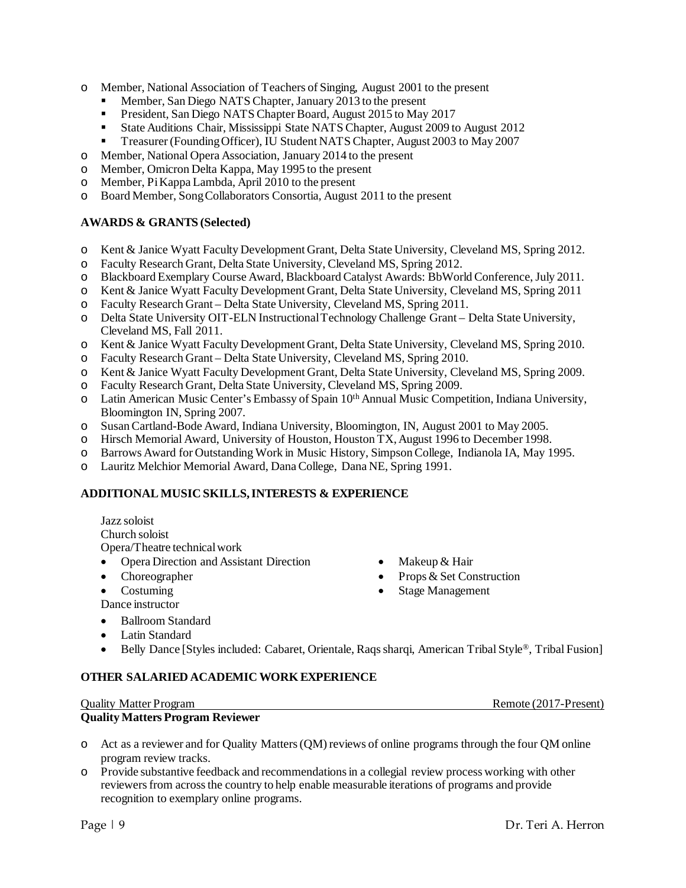- Member, National Association of Teachers of Singing, August 2001 to the present
  - Member, San Diego NATS Chapter, January 2013 to the present
  - President, San Diego NATS Chapter Board, August 2015 to May 2017
  - State Auditions Chair, Mississippi State NATS Chapter, August 2009 to August 2012
  - Treasurer (Founding Officer), IU Student NATS Chapter, August 2003 to May 2007
- Member, National Opera Association, January 2014 to the present
- Member, Omicron Delta Kappa, May 1995 to the present
- Member, Pi Kappa Lambda, April 2010 to the present
- Board Member, Song Collaborators Consortia, August 2011 to the present

### AWARDS & GRANTS (Selected)

- Kent & Janice Wyatt Faculty Development Grant, Delta State University, Cleveland MS, Spring 2012.
- Faculty Research Grant, Delta State University, Cleveland MS, Spring 2012.
- Blackboard Exemplary Course Award, Blackboard Catalyst Awards: BbWorld Conference, July 2011.
- Kent & Janice Wyatt Faculty Development Grant, Delta State University, Cleveland MS, Spring 2011
- Faculty Research Grant – Delta State University, Cleveland MS, Spring 2011.
- Delta State University OIT-ELN Instructional Technology Challenge Grant – Delta State University, Cleveland MS, Fall 2011.
- Kent & Janice Wyatt Faculty Development Grant, Delta State University, Cleveland MS, Spring 2010.
- Faculty Research Grant – Delta State University, Cleveland MS, Spring 2010.
- Kent & Janice Wyatt Faculty Development Grant, Delta State University, Cleveland MS, Spring 2009.
- Faculty Research Grant, Delta State University, Cleveland MS, Spring 2009.
- Latin American Music Center's Embassy of Spain 10th Annual Music Competition, Indiana University, Bloomington IN, Spring 2007.
- Susan Cartland-Bode Award, Indiana University, Bloomington, IN, August 2001 to May 2005.
- Hirsch Memorial Award, University of Houston, Houston TX, August 1996 to December 1998.
- Barrows Award for Outstanding Work in Music History, Simpson College, Indianola IA, May 1995.
- Lauritz Melchior Memorial Award, Dana College, Dana NE, Spring 1991.

### ADDITIONAL MUSIC SKILLS, INTERESTS & EXPERIENCE

Jazz soloist
Church soloist
Opera/Theatre technical work

- Opera Direction and Assistant Direction
- Choreographer
- Costuming
- Makeup & Hair
- Props & Set Construction
- Stage Management

Dance instructor

- Ballroom Standard
- Latin Standard
- Belly Dance [Styles included: Cabaret, Orientale, Raqs sharqi, American Tribal Style®, Tribal Fusion]

### OTHER SALARIED ACADEMIC WORK EXPERIENCE

Quality Matter Program — Remote (2017-Present)

**Quality Matters Program Reviewer**

- Act as a reviewer and for Quality Matters (QM) reviews of online programs through the four QM online program review tracks.
- Provide substantive feedback and recommendations in a collegial review process working with other reviewers from across the country to help enable measurable iterations of programs and provide recognition to exemplary online programs.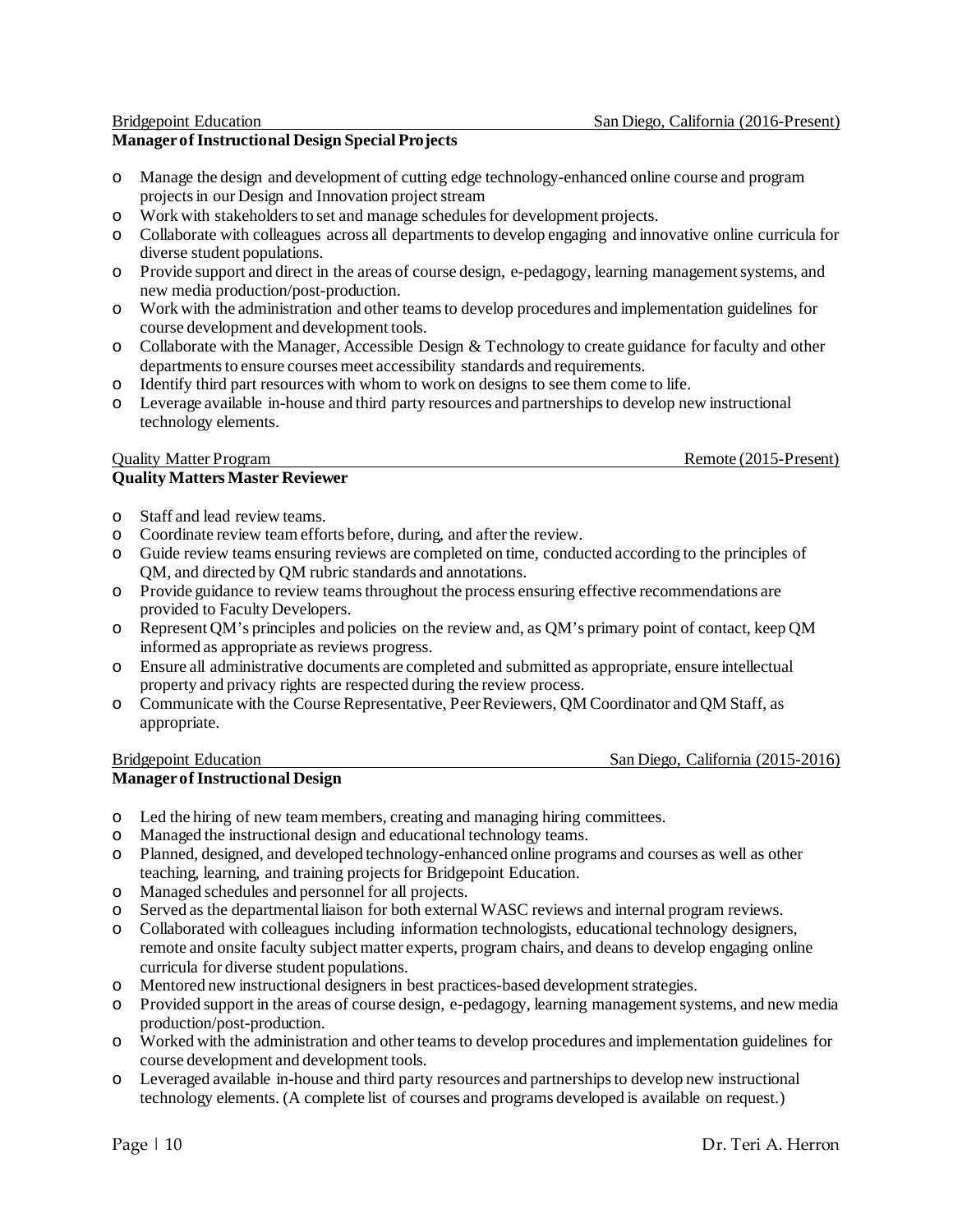Bridgepoint Education — San Diego, California (2016-Present)

**Manager of Instructional Design Special Projects**

- Manage the design and development of cutting edge technology-enhanced online course and program projects in our Design and Innovation project stream
- Work with stakeholders to set and manage schedules for development projects.
- Collaborate with colleagues across all departments to develop engaging and innovative online curricula for diverse student populations.
- Provide support and direct in the areas of course design, e-pedagogy, learning management systems, and new media production/post-production.
- Work with the administration and other teams to develop procedures and implementation guidelines for course development and development tools.
- Collaborate with the Manager, Accessible Design & Technology to create guidance for faculty and other departments to ensure courses meet accessibility standards and requirements.
- Identify third part resources with whom to work on designs to see them come to life.
- Leverage available in-house and third party resources and partnerships to develop new instructional technology elements.

Quality Matter Program — Remote (2015-Present)

**Quality Matters Master Reviewer**

- Staff and lead review teams.
- Coordinate review team efforts before, during, and after the review.
- Guide review teams ensuring reviews are completed on time, conducted according to the principles of QM, and directed by QM rubric standards and annotations.
- Provide guidance to review teams throughout the process ensuring effective recommendations are provided to Faculty Developers.
- Represent QM's principles and policies on the review and, as QM's primary point of contact, keep QM informed as appropriate as reviews progress.
- Ensure all administrative documents are completed and submitted as appropriate, ensure intellectual property and privacy rights are respected during the review process.
- Communicate with the Course Representative, Peer Reviewers, QM Coordinator and QM Staff, as appropriate.

Bridgepoint Education — San Diego, California (2015-2016)

**Manager of Instructional Design**

- Led the hiring of new team members, creating and managing hiring committees.
- Managed the instructional design and educational technology teams.
- Planned, designed, and developed technology-enhanced online programs and courses as well as other teaching, learning, and training projects for Bridgepoint Education.
- Managed schedules and personnel for all projects.
- Served as the departmental liaison for both external WASC reviews and internal program reviews.
- Collaborated with colleagues including information technologists, educational technology designers, remote and onsite faculty subject matter experts, program chairs, and deans to develop engaging online curricula for diverse student populations.
- Mentored new instructional designers in best practices-based development strategies.
- Provided support in the areas of course design, e-pedagogy, learning management systems, and new media production/post-production.
- Worked with the administration and other teams to develop procedures and implementation guidelines for course development and development tools.
- Leveraged available in-house and third party resources and partnerships to develop new instructional technology elements. (A complete list of courses and programs developed is available on request.)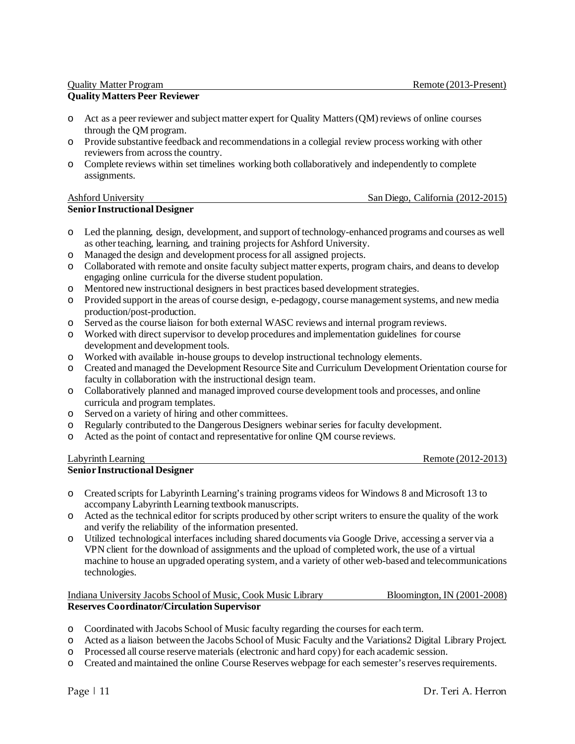Quality Matter Program — Remote (2013-Present)

**Quality Matters Peer Reviewer**

- Act as a peer reviewer and subject matter expert for Quality Matters (QM) reviews of online courses through the QM program.
- Provide substantive feedback and recommendations in a collegial review process working with other reviewers from across the country.
- Complete reviews within set timelines working both collaboratively and independently to complete assignments.

Ashford University — San Diego, California (2012-2015)

**Senior Instructional Designer**

- Led the planning, design, development, and support of technology-enhanced programs and courses as well as other teaching, learning, and training projects for Ashford University.
- Managed the design and development process for all assigned projects.
- Collaborated with remote and onsite faculty subject matter experts, program chairs, and deans to develop engaging online curricula for the diverse student population.
- Mentored new instructional designers in best practices based development strategies.
- Provided support in the areas of course design, e-pedagogy, course management systems, and new media production/post-production.
- Served as the course liaison for both external WASC reviews and internal program reviews.
- Worked with direct supervisor to develop procedures and implementation guidelines for course development and development tools.
- Worked with available in-house groups to develop instructional technology elements.
- Created and managed the Development Resource Site and Curriculum Development Orientation course for faculty in collaboration with the instructional design team.
- Collaboratively planned and managed improved course development tools and processes, and online curricula and program templates.
- Served on a variety of hiring and other committees.
- Regularly contributed to the Dangerous Designers webinar series for faculty development.
- Acted as the point of contact and representative for online QM course reviews.

Labyrinth Learning — Remote (2012-2013)

**Senior Instructional Designer**

- Created scripts for Labyrinth Learning's training programs videos for Windows 8 and Microsoft 13 to accompany Labyrinth Learning textbook manuscripts.
- Acted as the technical editor for scripts produced by other script writers to ensure the quality of the work and verify the reliability of the information presented.
- Utilized technological interfaces including shared documents via Google Drive, accessing a server via a VPN client for the download of assignments and the upload of completed work, the use of a virtual machine to house an upgraded operating system, and a variety of other web-based and telecommunications technologies.

Indiana University Jacobs School of Music, Cook Music Library — Bloomington, IN (2001-2008)

**Reserves Coordinator/Circulation Supervisor**

- Coordinated with Jacobs School of Music faculty regarding the courses for each term.
- Acted as a liaison between the Jacobs School of Music Faculty and the Variations2 Digital Library Project.
- Processed all course reserve materials (electronic and hard copy) for each academic session.
- Created and maintained the online Course Reserves webpage for each semester's reserves requirements.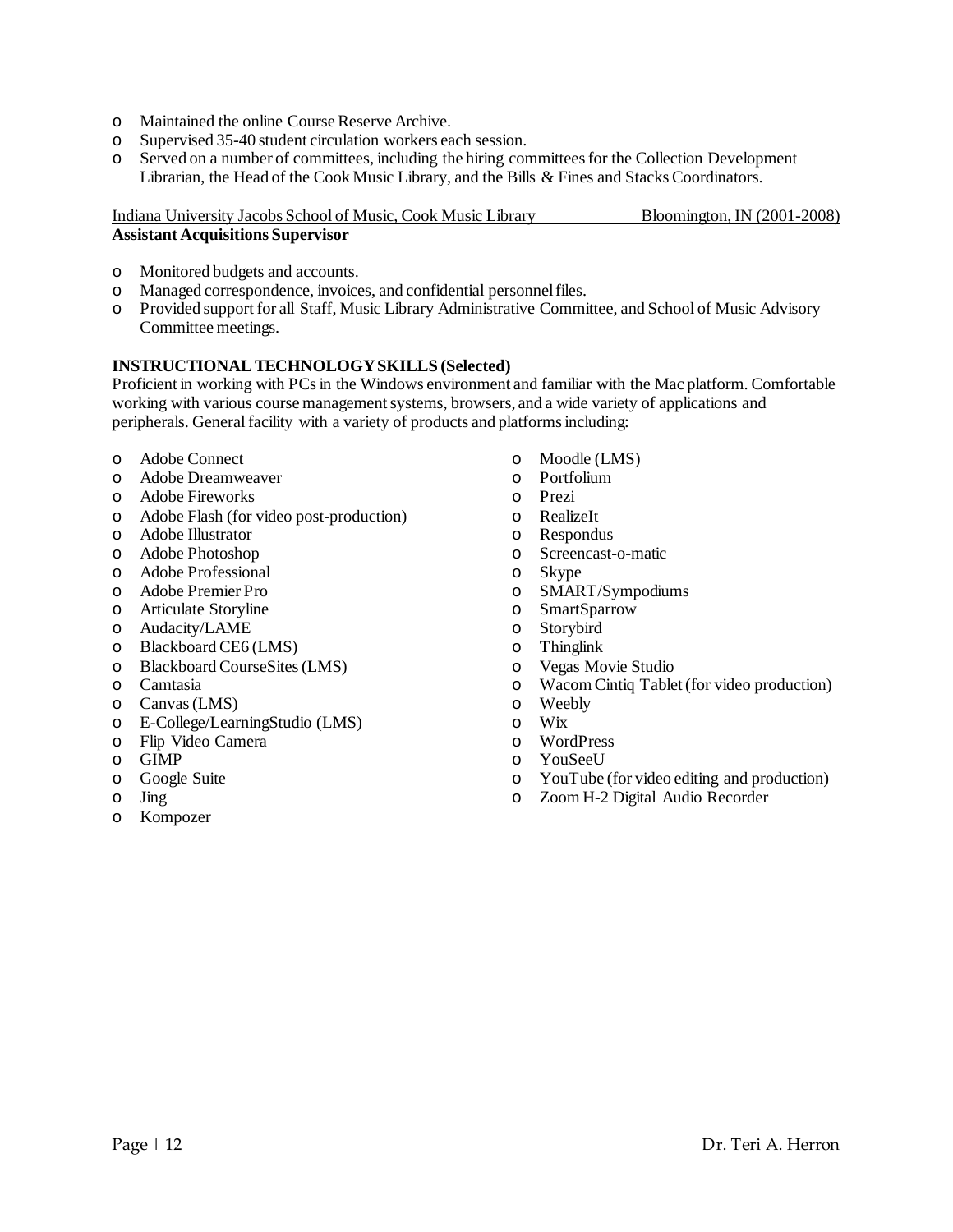- Maintained the online Course Reserve Archive.
- Supervised 35-40 student circulation workers each session.
- Served on a number of committees, including the hiring committees for the Collection Development Librarian, the Head of the Cook Music Library, and the Bills & Fines and Stacks Coordinators.

Indiana University Jacobs School of Music, Cook Music Library — Bloomington, IN (2001-2008)
**Assistant Acquisitions Supervisor**

- Monitored budgets and accounts.
- Managed correspondence, invoices, and confidential personnel files.
- Provided support for all Staff, Music Library Administrative Committee, and School of Music Advisory Committee meetings.

**INSTRUCTIONAL TECHNOLOGY SKILLS (Selected)**

Proficient in working with PCs in the Windows environment and familiar with the Mac platform. Comfortable working with various course management systems, browsers, and a wide variety of applications and peripherals. General facility with a variety of products and platforms including:

- Adobe Connect
- Adobe Dreamweaver
- Adobe Fireworks
- Adobe Flash (for video post-production)
- Adobe Illustrator
- Adobe Photoshop
- Adobe Professional
- Adobe Premier Pro
- Articulate Storyline
- Audacity/LAME
- Blackboard CE6 (LMS)
- Blackboard CourseSites (LMS)
- Camtasia
- Canvas (LMS)
- E-College/LearningStudio (LMS)
- Flip Video Camera
- GIMP
- Google Suite
- Jing
- Kompozer
- Moodle (LMS)
- Portfolium
- Prezi
- RealizeIt
- Respondus
- Screencast-o-matic
- Skype
- SMART/Sympodiums
- SmartSparrow
- Storybird
- Thinglink
- Vegas Movie Studio
- Wacom Cintiq Tablet (for video production)
- Weebly
- Wix
- WordPress
- YouSeeU
- YouTube (for video editing and production)
- Zoom H-2 Digital Audio Recorder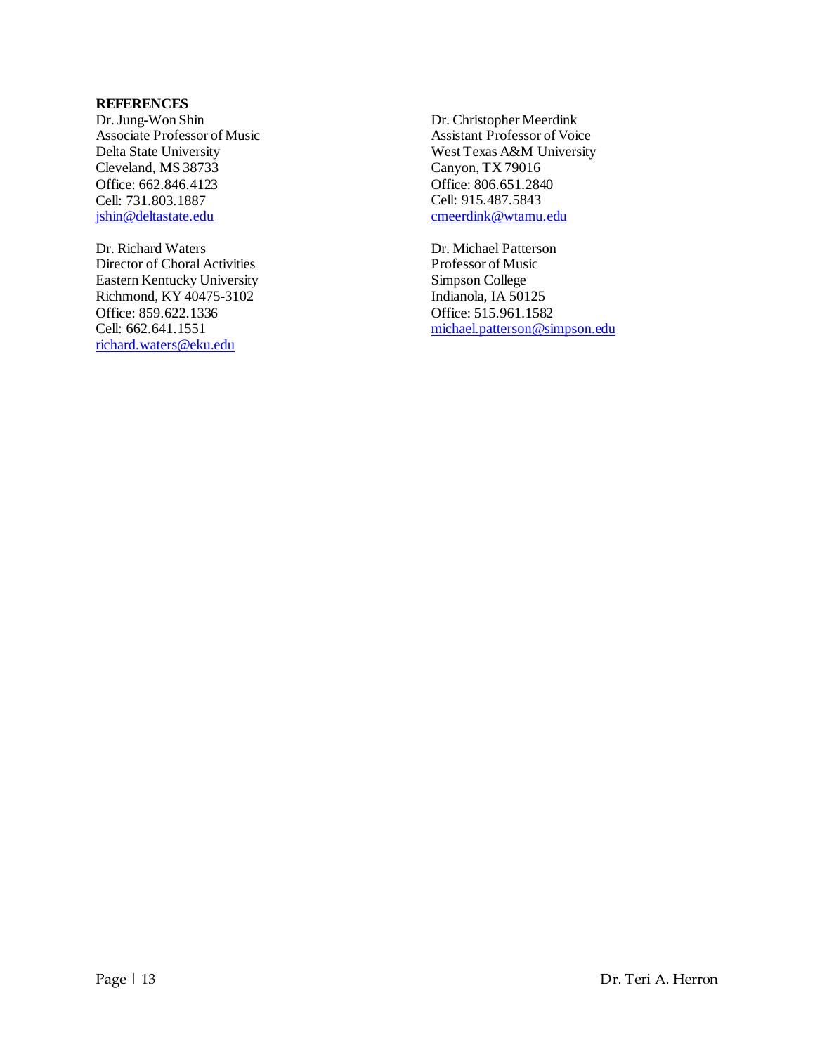**REFERENCES**

Dr. Jung-Won Shin
Associate Professor of Music
Delta State University
Cleveland, MS 38733
Office: 662.846.4123
Cell: 731.803.1887
jshin@deltastate.edu

Dr. Richard Waters
Director of Choral Activities
Eastern Kentucky University
Richmond, KY 40475-3102
Office: 859.622.1336
Cell: 662.641.1551
richard.waters@eku.edu

Dr. Christopher Meerdink
Assistant Professor of Voice
West Texas A&M University
Canyon, TX 79016
Office: 806.651.2840
Cell: 915.487.5843
cmeerdink@wtamu.edu

Dr. Michael Patterson
Professor of Music
Simpson College
Indianola, IA 50125
Office: 515.961.1582
michael.patterson@simpson.edu